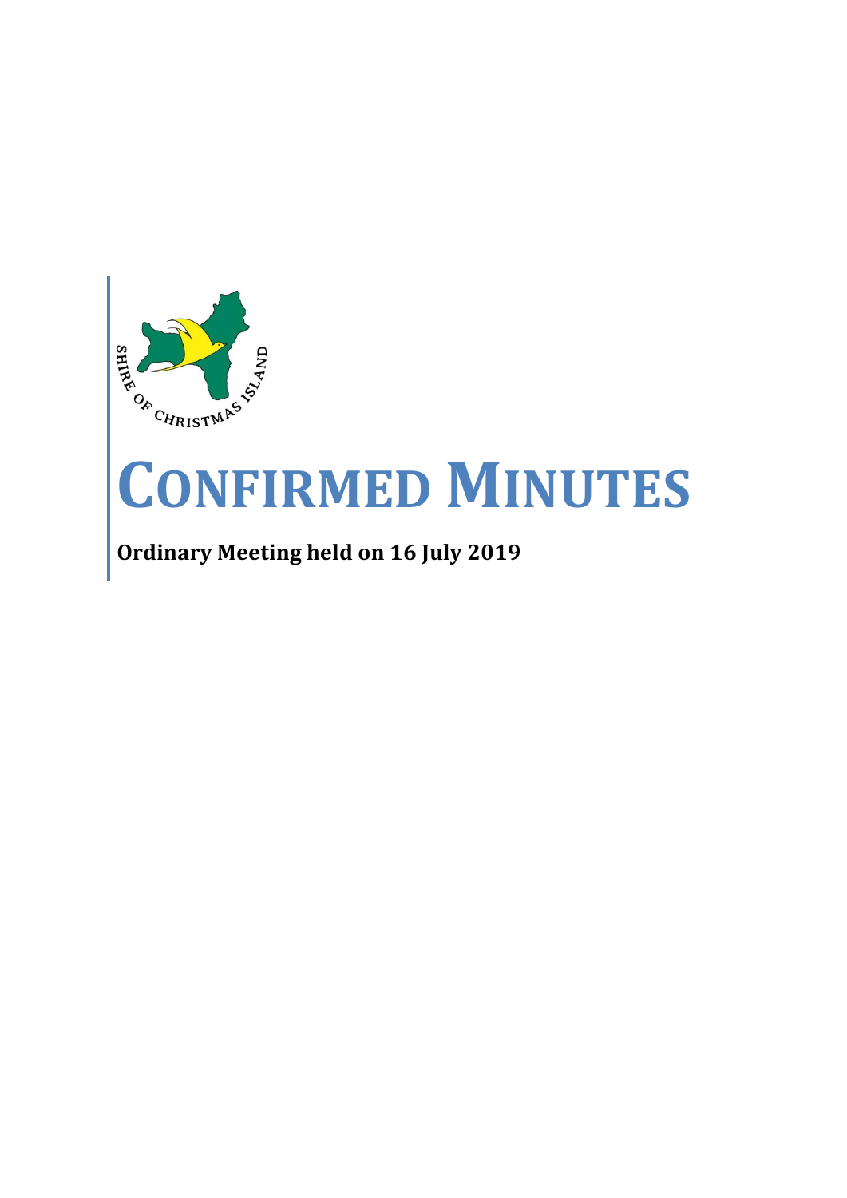SHIRE OF CHRISTMAS ISLAND

# CONFIRMED MINUTES

**Ordinary Meeting held on 16 July 2019**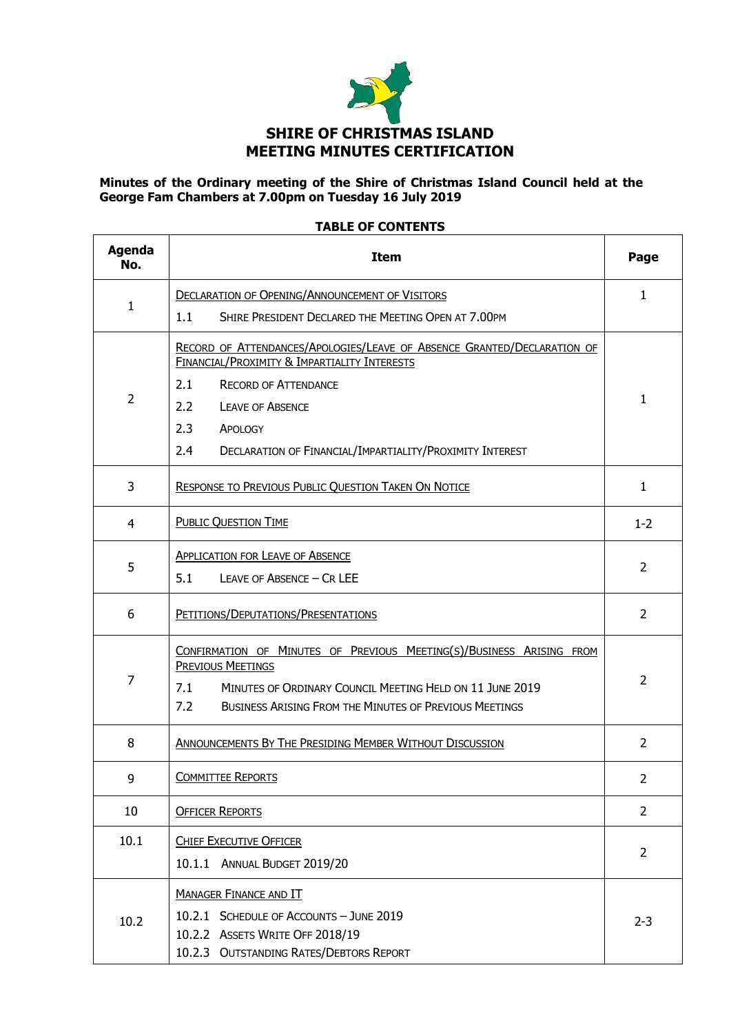# SHIRE OF CHRISTMAS ISLAND
# MEETING MINUTES CERTIFICATION

**Minutes of the Ordinary meeting of the Shire of Christmas Island Council held at the George Fam Chambers at 7.00pm on Tuesday 16 July 2019**

**TABLE OF CONTENTS**

| Agenda No. | Item | Page |
|---|---|---|
| 1 | DECLARATION OF OPENING/ANNOUNCEMENT OF VISITORS<br>1.1 SHIRE PRESIDENT DECLARED THE MEETING OPEN AT 7.00PM | 1 |
| 2 | RECORD OF ATTENDANCES/APOLOGIES/LEAVE OF ABSENCE GRANTED/DECLARATION OF FINANCIAL/PROXIMITY & IMPARTIALITY INTERESTS<br>2.1 RECORD OF ATTENDANCE<br>2.2 LEAVE OF ABSENCE<br>2.3 APOLOGY<br>2.4 DECLARATION OF FINANCIAL/IMPARTIALITY/PROXIMITY INTEREST | 1 |
| 3 | RESPONSE TO PREVIOUS PUBLIC QUESTION TAKEN ON NOTICE | 1 |
| 4 | PUBLIC QUESTION TIME | 1-2 |
| 5 | APPLICATION FOR LEAVE OF ABSENCE<br>5.1 LEAVE OF ABSENCE – CR LEE | 2 |
| 6 | PETITIONS/DEPUTATIONS/PRESENTATIONS | 2 |
| 7 | CONFIRMATION OF MINUTES OF PREVIOUS MEETING(S)/BUSINESS ARISING FROM PREVIOUS MEETINGS<br>7.1 MINUTES OF ORDINARY COUNCIL MEETING HELD ON 11 JUNE 2019<br>7.2 BUSINESS ARISING FROM THE MINUTES OF PREVIOUS MEETINGS | 2 |
| 8 | ANNOUNCEMENTS BY THE PRESIDING MEMBER WITHOUT DISCUSSION | 2 |
| 9 | COMMITTEE REPORTS | 2 |
| 10 | OFFICER REPORTS | 2 |
| 10.1 | CHIEF EXECUTIVE OFFICER<br>10.1.1 ANNUAL BUDGET 2019/20 | 2 |
| 10.2 | MANAGER FINANCE AND IT<br>10.2.1 SCHEDULE OF ACCOUNTS – JUNE 2019<br>10.2.2 ASSETS WRITE OFF 2018/19<br>10.2.3 OUTSTANDING RATES/DEBTORS REPORT | 2-3 |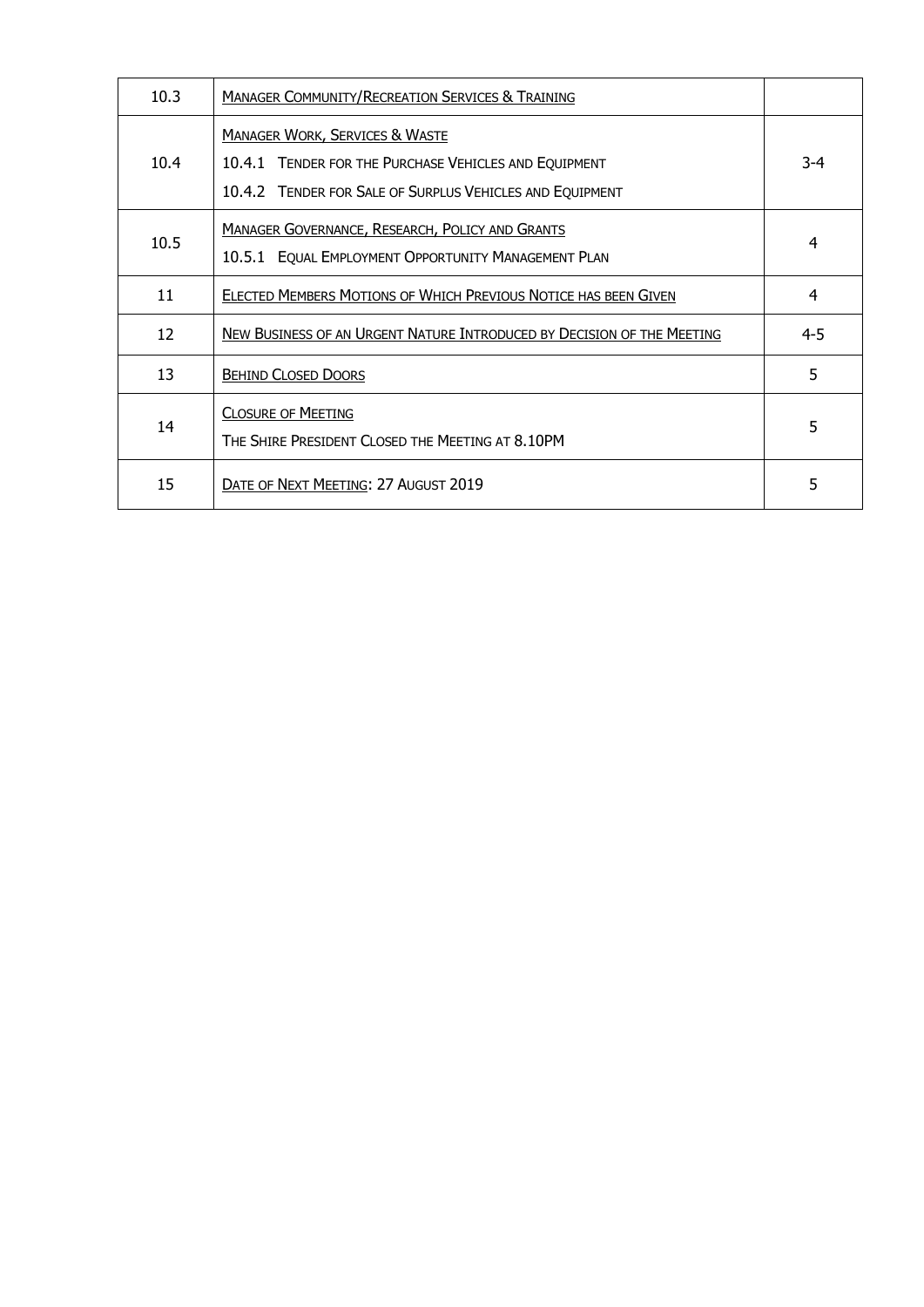| 10.3 | MANAGER COMMUNITY/RECREATION SERVICES & TRAINING | |
|---|---|---|
| 10.4 | MANAGER WORK, SERVICES & WASTE<br>10.4.1 TENDER FOR THE PURCHASE VEHICLES AND EQUIPMENT<br>10.4.2 TENDER FOR SALE OF SURPLUS VEHICLES AND EQUIPMENT | 3-4 |
| 10.5 | MANAGER GOVERNANCE, RESEARCH, POLICY AND GRANTS<br>10.5.1 EQUAL EMPLOYMENT OPPORTUNITY MANAGEMENT PLAN | 4 |
| 11 | ELECTED MEMBERS MOTIONS OF WHICH PREVIOUS NOTICE HAS BEEN GIVEN | 4 |
| 12 | NEW BUSINESS OF AN URGENT NATURE INTRODUCED BY DECISION OF THE MEETING | 4-5 |
| 13 | BEHIND CLOSED DOORS | 5 |
| 14 | CLOSURE OF MEETING<br>THE SHIRE PRESIDENT CLOSED THE MEETING AT 8.10PM | 5 |
| 15 | DATE OF NEXT MEETING: 27 AUGUST 2019 | 5 |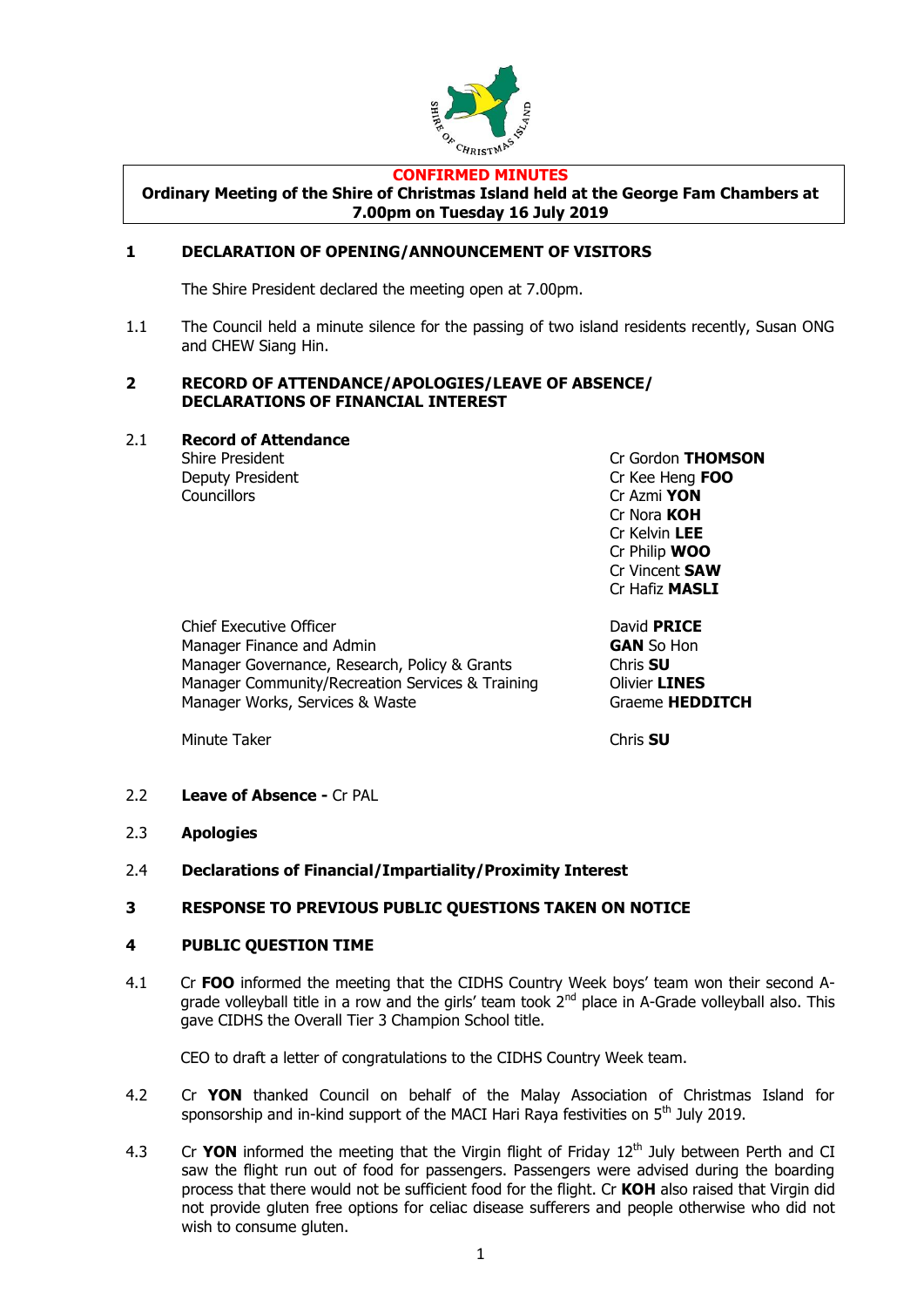**CONFIRMED MINUTES**

**Ordinary Meeting of the Shire of Christmas Island held at the George Fam Chambers at 7.00pm on Tuesday 16 July 2019**

## 1 DECLARATION OF OPENING/ANNOUNCEMENT OF VISITORS

The Shire President declared the meeting open at 7.00pm.

1.1 The Council held a minute silence for the passing of two island residents recently, Susan ONG and CHEW Siang Hin.

## 2 RECORD OF ATTENDANCE/APOLOGIES/LEAVE OF ABSENCE/ DECLARATIONS OF FINANCIAL INTEREST

2.1 **Record of Attendance**

| | |
|---|---|
| Shire President | Cr Gordon **THOMSON** |
| Deputy President | Cr Kee Heng **FOO** |
| Councillors | Cr Azmi **YON** |
| | Cr Nora **KOH** |
| | Cr Kelvin **LEE** |
| | Cr Philip **WOO** |
| | Cr Vincent **SAW** |
| | Cr Hafiz **MASLI** |
| Chief Executive Officer | David **PRICE** |
| Manager Finance and Admin | **GAN** So Hon |
| Manager Governance, Research, Policy & Grants | Chris **SU** |
| Manager Community/Recreation Services & Training | Olivier **LINES** |
| Manager Works, Services & Waste | Graeme **HEDDITCH** |
| Minute Taker | Chris **SU** |

2.2 **Leave of Absence -** Cr PAL

2.3 **Apologies**

2.4 **Declarations of Financial/Impartiality/Proximity Interest**

## 3 RESPONSE TO PREVIOUS PUBLIC QUESTIONS TAKEN ON NOTICE

## 4 PUBLIC QUESTION TIME

4.1 Cr **FOO** informed the meeting that the CIDHS Country Week boys' team won their second A-grade volleyball title in a row and the girls' team took 2nd place in A-Grade volleyball also. This gave CIDHS the Overall Tier 3 Champion School title.

CEO to draft a letter of congratulations to the CIDHS Country Week team.

4.2 Cr **YON** thanked Council on behalf of the Malay Association of Christmas Island for sponsorship and in-kind support of the MACI Hari Raya festivities on 5th July 2019.

4.3 Cr **YON** informed the meeting that the Virgin flight of Friday 12th July between Perth and CI saw the flight run out of food for passengers. Passengers were advised during the boarding process that there would not be sufficient food for the flight. Cr **KOH** also raised that Virgin did not provide gluten free options for celiac disease sufferers and people otherwise who did not wish to consume gluten.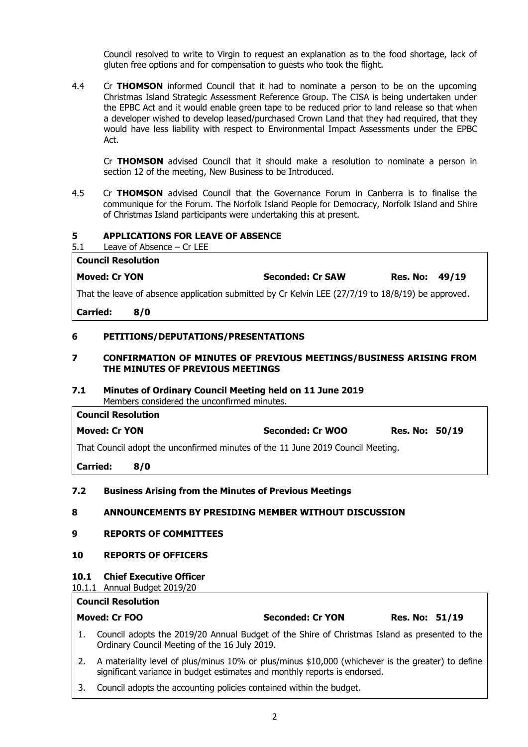Council resolved to write to Virgin to request an explanation as to the food shortage, lack of gluten free options and for compensation to guests who took the flight.

4.4 Cr **THOMSON** informed Council that it had to nominate a person to be on the upcoming Christmas Island Strategic Assessment Reference Group. The CISA is being undertaken under the EPBC Act and it would enable green tape to be reduced prior to land release so that when a developer wished to develop leased/purchased Crown Land that they had required, that they would have less liability with respect to Environmental Impact Assessments under the EPBC Act.

Cr **THOMSON** advised Council that it should make a resolution to nominate a person in section 12 of the meeting, New Business to be Introduced.

4.5 Cr **THOMSON** advised Council that the Governance Forum in Canberra is to finalise the communique for the Forum. The Norfolk Island People for Democracy, Norfolk Island and Shire of Christmas Island participants were undertaking this at present.

## 5 APPLICATIONS FOR LEAVE OF ABSENCE

5.1 Leave of Absence – Cr LEE

**Council Resolution**

**Moved: Cr YON** | **Seconded: Cr SAW** | **Res. No: 49/19**

That the leave of absence application submitted by Cr Kelvin LEE (27/7/19 to 18/8/19) be approved.

**Carried: 8/0**

## 6 PETITIONS/DEPUTATIONS/PRESENTATIONS

## 7 CONFIRMATION OF MINUTES OF PREVIOUS MEETINGS/BUSINESS ARISING FROM THE MINUTES OF PREVIOUS MEETINGS

### 7.1 Minutes of Ordinary Council Meeting held on 11 June 2019

Members considered the unconfirmed minutes.

**Council Resolution**

**Moved: Cr YON** | **Seconded: Cr WOO** | **Res. No: 50/19**

That Council adopt the unconfirmed minutes of the 11 June 2019 Council Meeting.

**Carried: 8/0**

### 7.2 Business Arising from the Minutes of Previous Meetings

## 8 ANNOUNCEMENTS BY PRESIDING MEMBER WITHOUT DISCUSSION

## 9 REPORTS OF COMMITTEES

## 10 REPORTS OF OFFICERS

### 10.1 Chief Executive Officer

10.1.1 Annual Budget 2019/20

**Council Resolution**

**Moved: Cr FOO** | **Seconded: Cr YON** | **Res. No: 51/19**

1. Council adopts the 2019/20 Annual Budget of the Shire of Christmas Island as presented to the Ordinary Council Meeting of the 16 July 2019.
2. A materiality level of plus/minus 10% or plus/minus $10,000 (whichever is the greater) to define significant variance in budget estimates and monthly reports is endorsed.
3. Council adopts the accounting policies contained within the budget.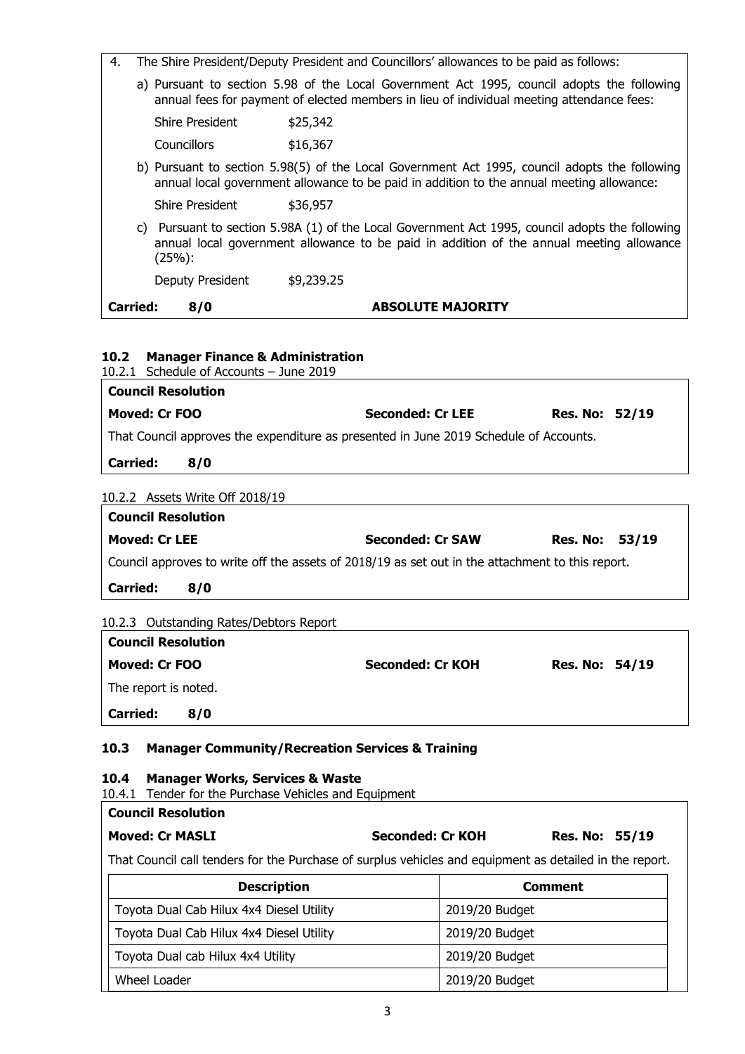4. The Shire President/Deputy President and Councillors' allowances to be paid as follows:

   a) Pursuant to section 5.98 of the Local Government Act 1995, council adopts the following annual fees for payment of elected members in lieu of individual meeting attendance fees:

   | | |
   |---|---|
   | Shire President | $25,342 |
   | Councillors | $16,367 |

   b) Pursuant to section 5.98(5) of the Local Government Act 1995, council adopts the following annual local government allowance to be paid in addition to the annual meeting allowance:

   | | |
   |---|---|
   | Shire President | $36,957 |

   c) Pursuant to section 5.98A (1) of the Local Government Act 1995, council adopts the following annual local government allowance to be paid in addition of the annual meeting allowance (25%):

   | | |
   |---|---|
   | Deputy President | $9,239.25 |

**Carried: 8/0** **ABSOLUTE MAJORITY**

## 10.2 Manager Finance & Administration

10.2.1 Schedule of Accounts – June 2019

**Council Resolution**

**Moved: Cr FOO** **Seconded: Cr LEE** **Res. No: 52/19**

That Council approves the expenditure as presented in June 2019 Schedule of Accounts.

**Carried: 8/0**

10.2.2 Assets Write Off 2018/19

**Council Resolution**

**Moved: Cr LEE** **Seconded: Cr SAW** **Res. No: 53/19**

Council approves to write off the assets of 2018/19 as set out in the attachment to this report.

**Carried: 8/0**

10.2.3 Outstanding Rates/Debtors Report

**Council Resolution**

**Moved: Cr FOO** **Seconded: Cr KOH** **Res. No: 54/19**

The report is noted.

**Carried: 8/0**

## 10.3 Manager Community/Recreation Services & Training

## 10.4 Manager Works, Services & Waste

10.4.1 Tender for the Purchase Vehicles and Equipment

**Council Resolution**

**Moved: Cr MASLI** **Seconded: Cr KOH** **Res. No: 55/19**

That Council call tenders for the Purchase of surplus vehicles and equipment as detailed in the report.

| Description | Comment |
|---|---|
| Toyota Dual Cab Hilux 4x4 Diesel Utility | 2019/20 Budget |
| Toyota Dual Cab Hilux 4x4 Diesel Utility | 2019/20 Budget |
| Toyota Dual cab Hilux 4x4 Utility | 2019/20 Budget |
| Wheel Loader | 2019/20 Budget |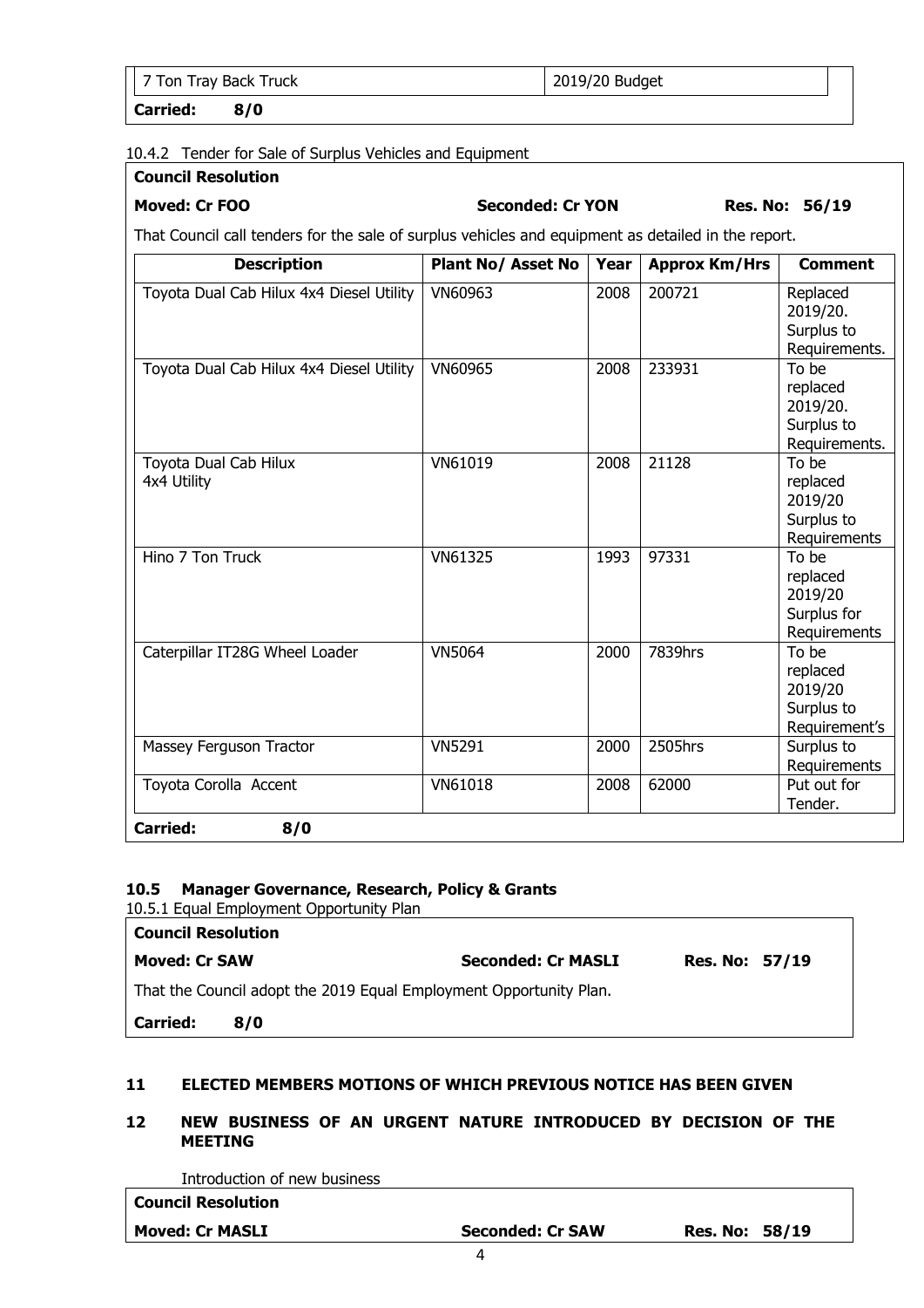| 7 Ton Tray Back Truck | 2019/20 Budget |
|---|---|

**Carried: 8/0**

10.4.2 Tender for Sale of Surplus Vehicles and Equipment

**Council Resolution**

**Moved: Cr FOO** **Seconded: Cr YON** **Res. No: 56/19**

That Council call tenders for the sale of surplus vehicles and equipment as detailed in the report.

| Description | Plant No/ Asset No | Year | Approx Km/Hrs | Comment |
|---|---|---|---|---|
| Toyota Dual Cab Hilux 4x4 Diesel Utility | VN60963 | 2008 | 200721 | Replaced 2019/20. Surplus to Requirements. |
| Toyota Dual Cab Hilux 4x4 Diesel Utility | VN60965 | 2008 | 233931 | To be replaced 2019/20. Surplus to Requirements. |
| Toyota Dual Cab Hilux 4x4 Utility | VN61019 | 2008 | 21128 | To be replaced 2019/20 Surplus to Requirements |
| Hino 7 Ton Truck | VN61325 | 1993 | 97331 | To be replaced 2019/20 Surplus for Requirements |
| Caterpillar IT28G Wheel Loader | VN5064 | 2000 | 7839hrs | To be replaced 2019/20 Surplus to Requirement's |
| Massey Ferguson Tractor | VN5291 | 2000 | 2505hrs | Surplus to Requirements |
| Toyota Corolla Accent | VN61018 | 2008 | 62000 | Put out for Tender. |

**Carried: 8/0**

### 10.5 Manager Governance, Research, Policy & Grants

10.5.1 Equal Employment Opportunity Plan

**Council Resolution**

**Moved: Cr SAW** **Seconded: Cr MASLI** **Res. No: 57/19**

That the Council adopt the 2019 Equal Employment Opportunity Plan.

**Carried: 8/0**

## 11 ELECTED MEMBERS MOTIONS OF WHICH PREVIOUS NOTICE HAS BEEN GIVEN

## 12 NEW BUSINESS OF AN URGENT NATURE INTRODUCED BY DECISION OF THE MEETING

Introduction of new business

**Council Resolution**

**Moved: Cr MASLI** **Seconded: Cr SAW** **Res. No: 58/19**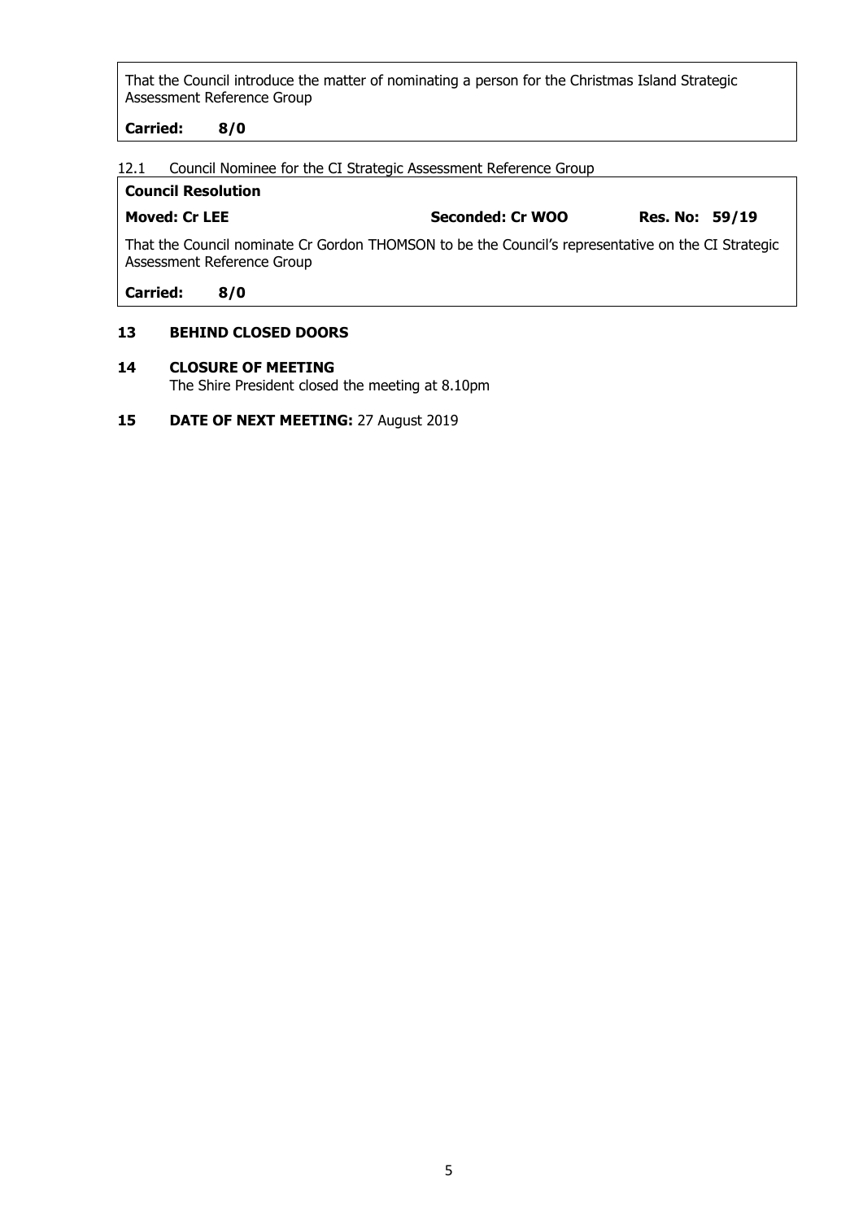That the Council introduce the matter of nominating a person for the Christmas Island Strategic Assessment Reference Group

**Carried: 8/0**

12.1 Council Nominee for the CI Strategic Assessment Reference Group

**Council Resolution**

**Moved: Cr LEE** **Seconded: Cr WOO** **Res. No: 59/19**

That the Council nominate Cr Gordon THOMSON to be the Council's representative on the CI Strategic Assessment Reference Group

**Carried: 8/0**

## 13 BEHIND CLOSED DOORS

## 14 CLOSURE OF MEETING

The Shire President closed the meeting at 8.10pm

## 15 DATE OF NEXT MEETING: 27 August 2019